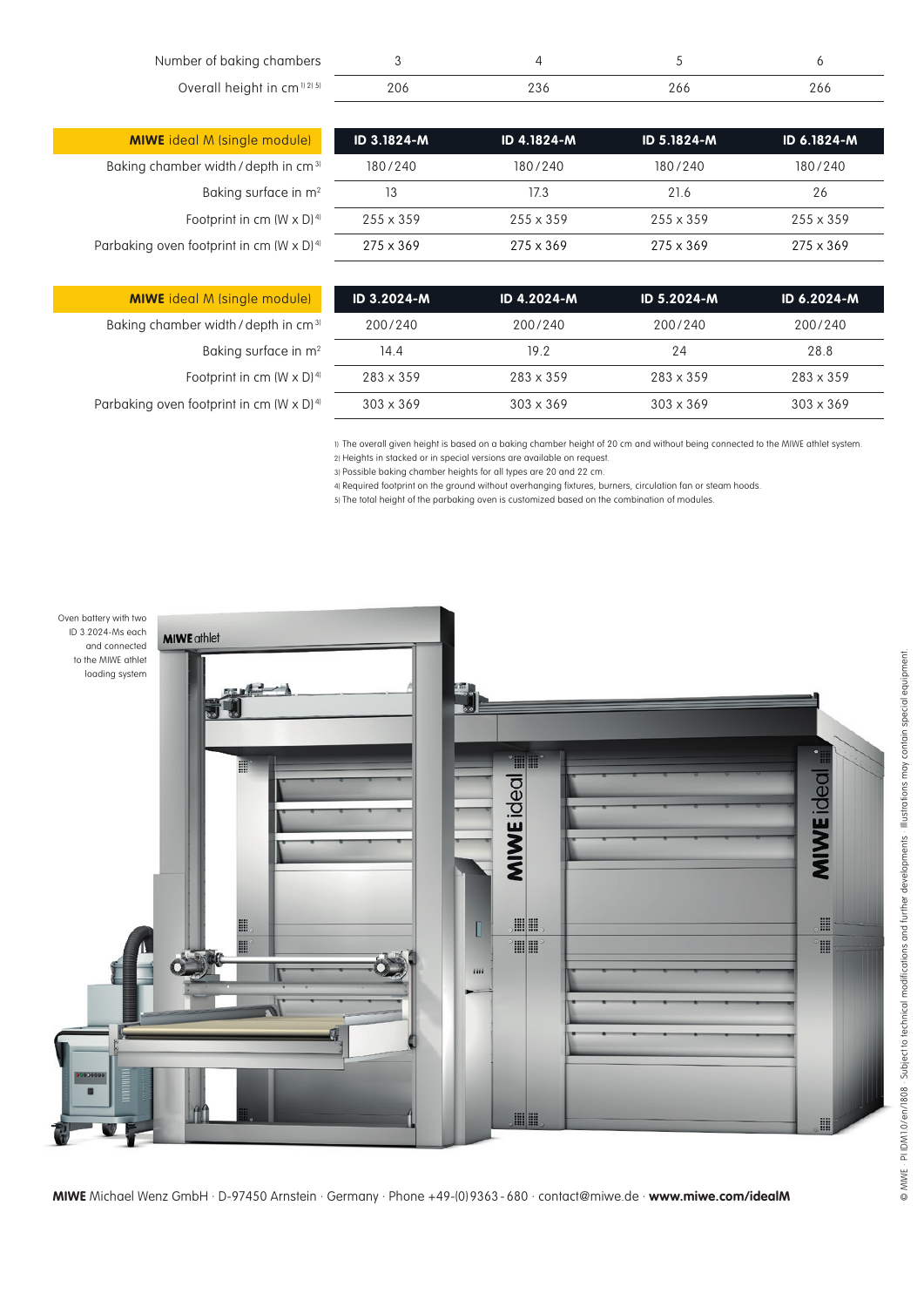| Number of baking chambers | 3 | 4 | 5 | 6 |
|---|---|---|---|---|
| Overall height in cm [1] [2] [5] | 206 | 236 | 266 | 266 |

| **MIWE** ideal M (single module) | ID 3.1824-M | ID 4.1824-M | ID 5.1824-M | ID 6.1824-M |
|---|---|---|---|---|
| Baking chamber width / depth in cm [3] | 180 / 240 | 180 / 240 | 180 / 240 | 180 / 240 |
| Baking surface in m² | 13 | 17.3 | 21.6 | 26 |
| Footprint in cm (W x D) [4] | 255 x 359 | 255 x 359 | 255 x 359 | 255 x 359 |
| Parbaking oven footprint in cm (W x D) [4] | 275 x 369 | 275 x 369 | 275 x 369 | 275 x 369 |

| **MIWE** ideal M (single module) | ID 3.2024-M | ID 4.2024-M | ID 5.2024-M | ID 6.2024-M |
|---|---|---|---|---|
| Baking chamber width / depth in cm [3] | 200 / 240 | 200 / 240 | 200 / 240 | 200 / 240 |
| Baking surface in m² | 14.4 | 19.2 | 24 | 28.8 |
| Footprint in cm (W x D) [4] | 283 x 359 | 283 x 359 | 283 x 359 | 283 x 359 |
| Parbaking oven footprint in cm (W x D) [4] | 303 x 369 | 303 x 369 | 303 x 369 | 303 x 369 |

1) The overall given height is based on a baking chamber height of 20 cm and without being connected to the MIWE athlet system.
2) Heights in stacked or in special versions are available on request.
3) Possible baking chamber heights for all types are 20 and 22 cm.
4) Required footprint on the ground without overhanging fixtures, burners, circulation fan or steam hoods.
5) The total height of the parbaking oven is customized based on the combination of modules.

Oven battery with two ID 3.2024-Ms each and connected to the MIWE athlet loading system

**MIWE** Michael Wenz GmbH · D-97450 Arnstein · Germany · Phone +49-(0) 9363 - 680 · contact@miwe.de · **www.miwe.com/idealM**

© MIWE · PI IDM1.0/en/1808 · Subject to technical modifications and further developments · Illustrations may contain special equipment.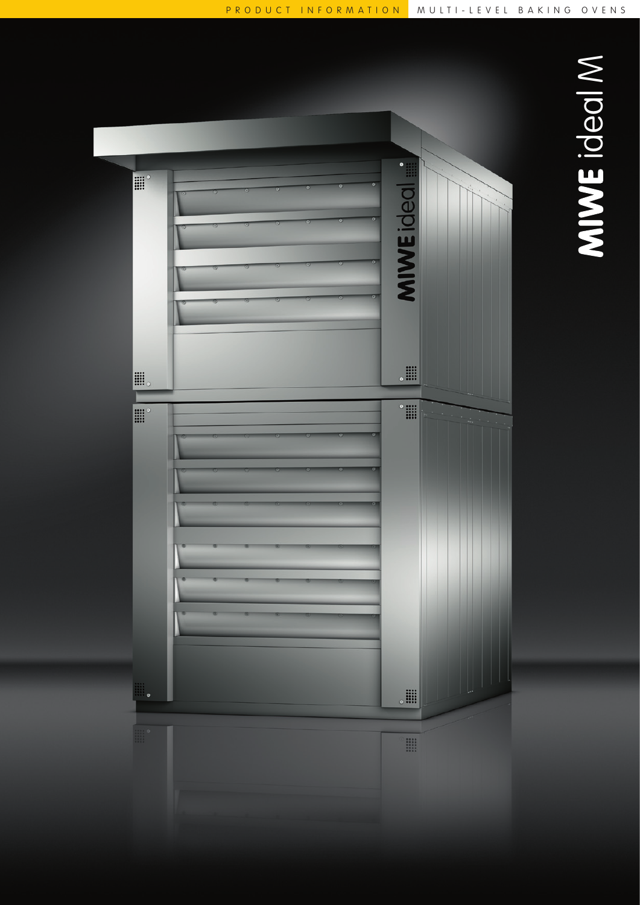PRODUCT INFORMATION MULTI-LEVEL BAKING OVENS

# MIWE ideal M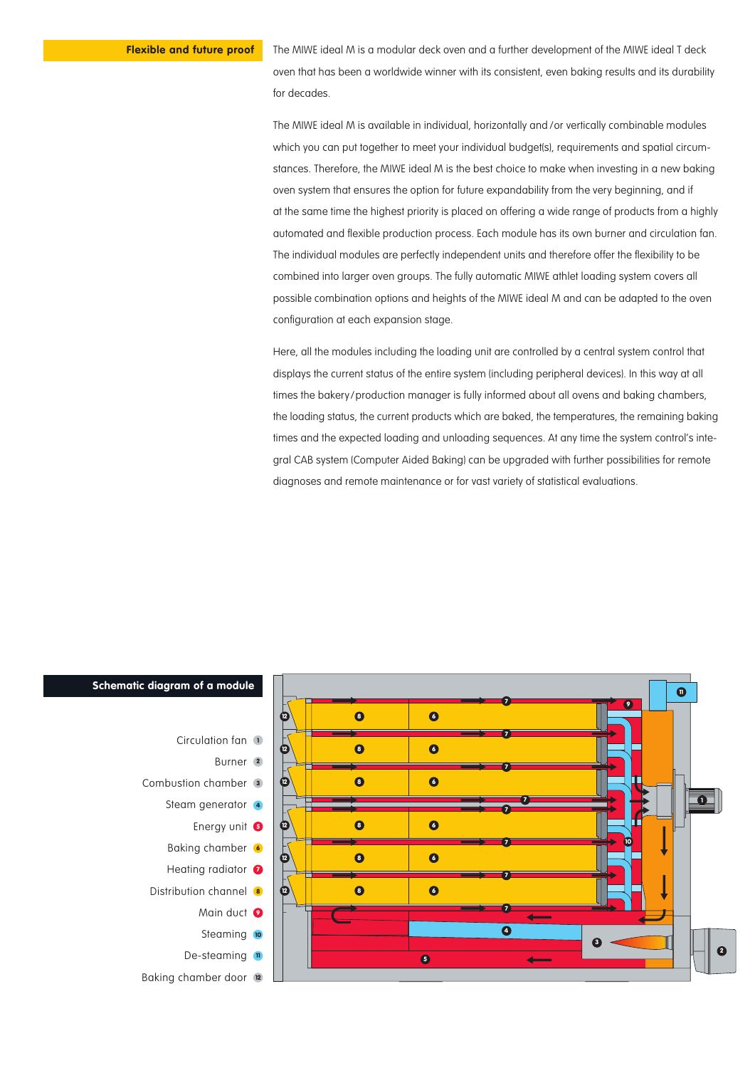## Flexible and future proof

The MIWE ideal M is a modular deck oven and a further development of the MIWE ideal T deck oven that has been a worldwide winner with its consistent, even baking results and its durability for decades.

The MIWE ideal M is available in individual, horizontally and / or vertically combinable modules which you can put together to meet your individual budget(s), requirements and spatial circumstances. Therefore, the MIWE ideal M is the best choice to make when investing in a new baking oven system that ensures the option for future expandability from the very beginning, and if at the same time the highest priority is placed on offering a wide range of products from a highly automated and flexible production process. Each module has its own burner and circulation fan. The individual modules are perfectly independent units and therefore offer the flexibility to be combined into larger oven groups. The fully automatic MIWE athlet loading system covers all possible combination options and heights of the MIWE ideal M and can be adapted to the oven configuration at each expansion stage.

Here, all the modules including the loading unit are controlled by a central system control that displays the current status of the entire system (including peripheral devices). In this way at all times the bakery / production manager is fully informed about all ovens and baking chambers, the loading status, the current products which are baked, the temperatures, the remaining baking times and the expected loading and unloading sequences. At any time the system control's integral CAB system (Computer Aided Baking) can be upgraded with further possibilities for remote diagnoses and remote maintenance or for vast variety of statistical evaluations.

## Schematic diagram of a module

- Circulation fan 1
- Burner 2
- Combustion chamber 3
- Steam generator 4
- Energy unit 5
- Baking chamber 6
- Heating radiator 7
- Distribution channel 8
- Main duct 9
- Steaming 10
- De-steaming 11
- Baking chamber door 12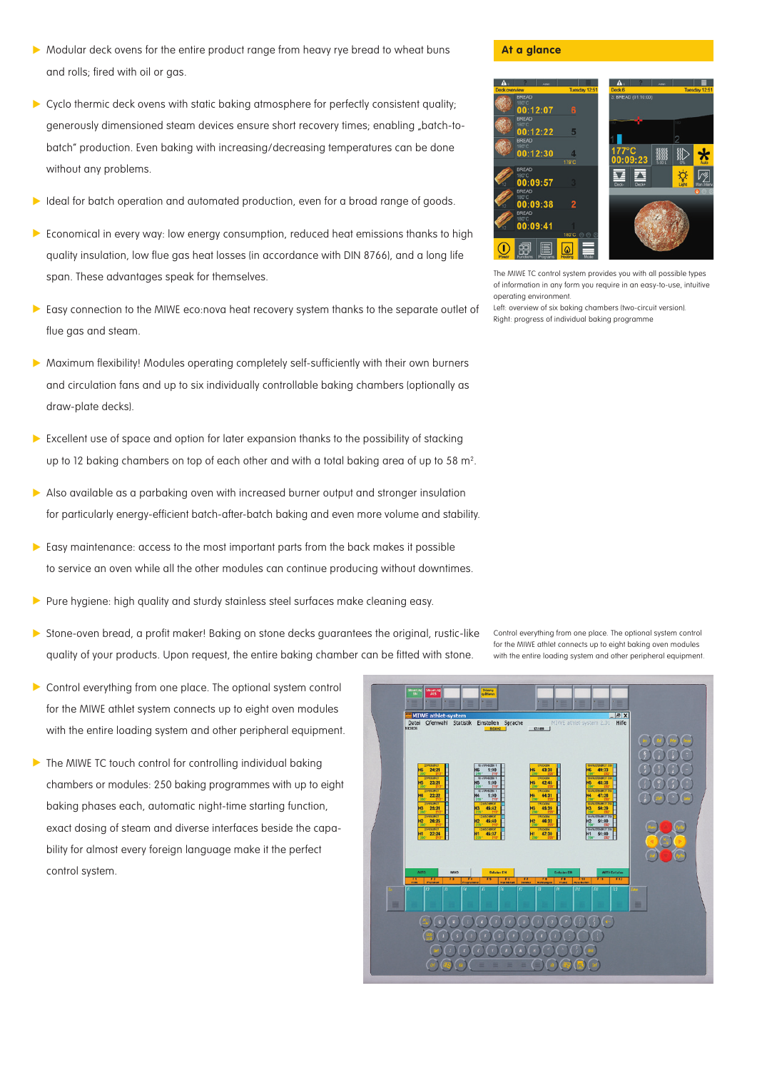- Modular deck ovens for the entire product range from heavy rye bread to wheat buns and rolls; fired with oil or gas.
- Cyclo thermic deck ovens with static baking atmosphere for perfectly consistent quality; generously dimensioned steam devices ensure short recovery times; enabling „batch-to-batch" production. Even baking with increasing/decreasing temperatures can be done without any problems.
- Ideal for batch operation and automated production, even for a broad range of goods.
- Economical in every way: low energy consumption, reduced heat emissions thanks to high quality insulation, low flue gas heat losses (in accordance with DIN 8766), and a long life span. These advantages speak for themselves.
- Easy connection to the MIWE eco:nova heat recovery system thanks to the separate outlet of flue gas and steam.
- Maximum flexibility! Modules operating completely self-sufficiently with their own burners and circulation fans and up to six individually controllable baking chambers (optionally as draw-plate decks).
- Excellent use of space and option for later expansion thanks to the possibility of stacking up to 12 baking chambers on top of each other and with a total baking area of up to 58 $m^2$.
- Also available as a parbaking oven with increased burner output and stronger insulation for particularly energy-efficient batch-after-batch baking and even more volume and stability.
- Easy maintenance: access to the most important parts from the back makes it possible to service an oven while all the other modules can continue producing without downtimes.
- Pure hygiene: high quality and sturdy stainless steel surfaces make cleaning easy.
- Stone-oven bread, a profit maker! Baking on stone decks guarantees the original, rustic-like quality of your products. Upon request, the entire baking chamber can be fitted with stone.
- Control everything from one place. The optional system control for the MIWE athlet system connects up to eight oven modules with the entire loading system and other peripheral equipment.
- The MIWE TC touch control for controlling individual baking chambers or modules: 250 baking programmes with up to eight baking phases each, automatic night-time starting function, exact dosing of steam and diverse interfaces beside the capability for almost every foreign language make it the perfect control system.

## At a glance

The MIWE TC control system provides you with all possible types of information in any form you require in an easy-to-use, intuitive operating environment.
Left: overview of six baking chambers (two-circuit version).
Right: progress of individual baking programme

Control everything from one place. The optional system control for the MIWE athlet connects up to eight baking oven modules with the entire loading system and other peripheral equipment.